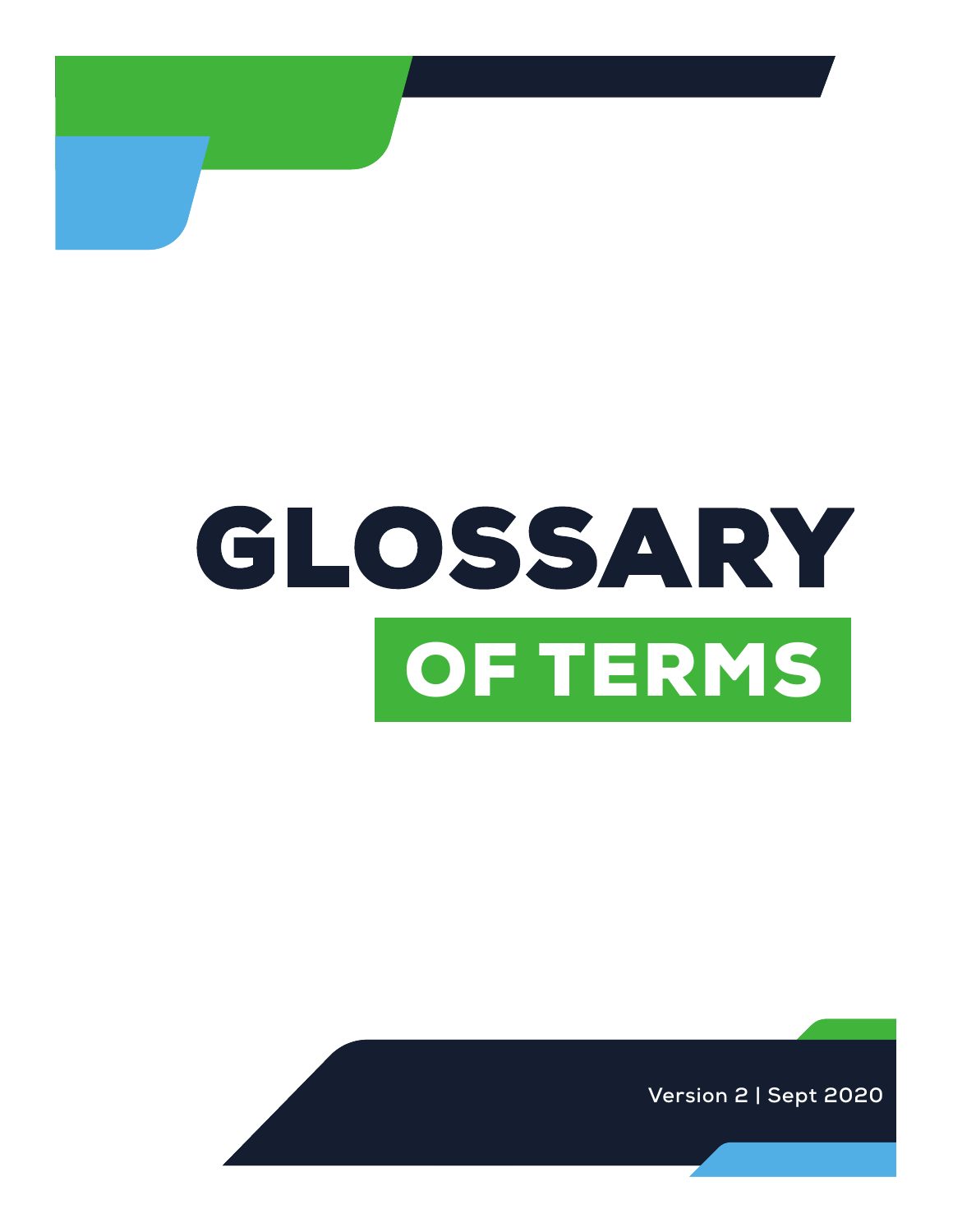# GLOSSARY

## OF TERMS

Version 2 | Sept 2020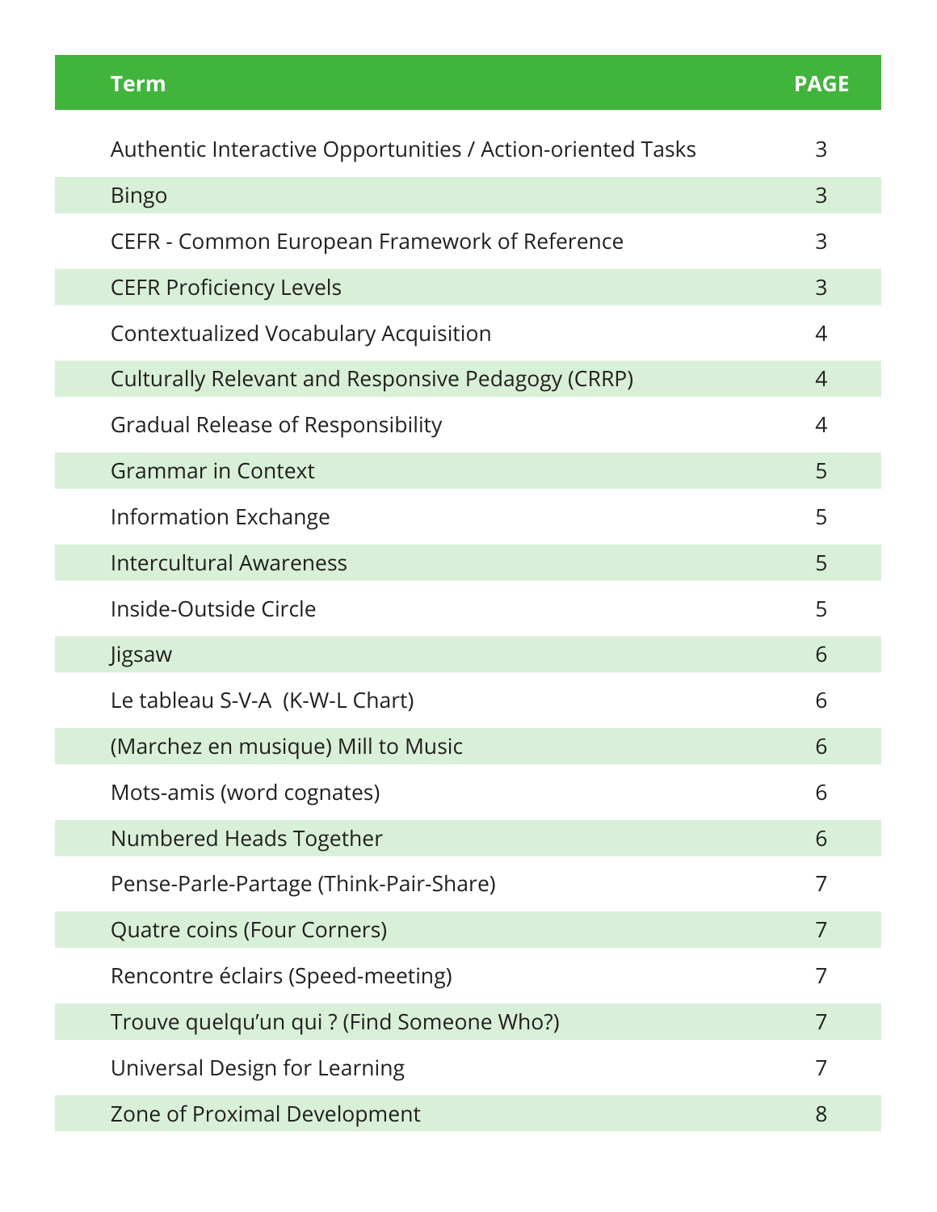| Term | PAGE |
| --- | --- |
| Authentic Interactive Opportunities / Action-oriented Tasks | 3 |
| Bingo | 3 |
| CEFR - Common European Framework of Reference | 3 |
| CEFR Proficiency Levels | 3 |
| Contextualized Vocabulary Acquisition | 4 |
| Culturally Relevant and Responsive Pedagogy (CRRP) | 4 |
| Gradual Release of Responsibility | 4 |
| Grammar in Context | 5 |
| Information Exchange | 5 |
| Intercultural Awareness | 5 |
| Inside-Outside Circle | 5 |
| Jigsaw | 6 |
| Le tableau S-V-A (K-W-L Chart) | 6 |
| (Marchez en musique) Mill to Music | 6 |
| Mots-amis (word cognates) | 6 |
| Numbered Heads Together | 6 |
| Pense-Parle-Partage (Think-Pair-Share) | 7 |
| Quatre coins (Four Corners) | 7 |
| Rencontre éclairs (Speed-meeting) | 7 |
| Trouve quelqu'un qui ? (Find Someone Who?) | 7 |
| Universal Design for Learning | 7 |
| Zone of Proximal Development | 8 |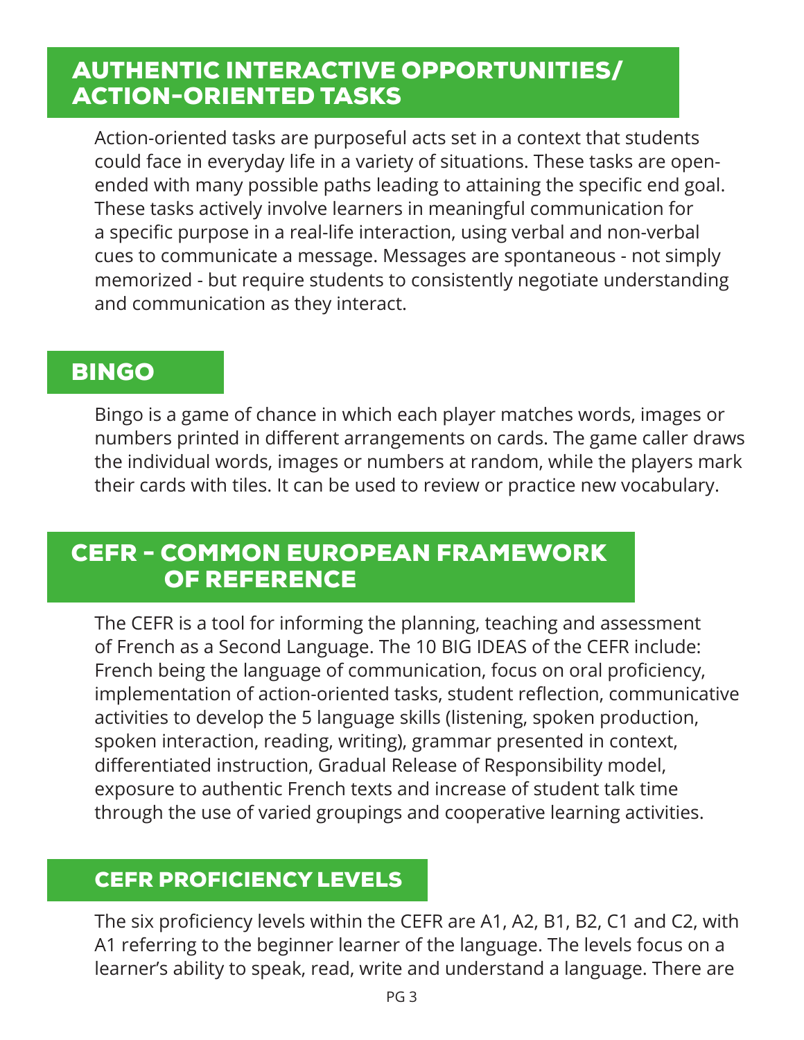## AUTHENTIC INTERACTIVE OPPORTUNITIES/ ACTION-ORIENTED TASKS

Action-oriented tasks are purposeful acts set in a context that students could face in everyday life in a variety of situations. These tasks are open-ended with many possible paths leading to attaining the specific end goal. These tasks actively involve learners in meaningful communication for a specific purpose in a real-life interaction, using verbal and non-verbal cues to communicate a message. Messages are spontaneous - not simply memorized - but require students to consistently negotiate understanding and communication as they interact.

## BINGO

Bingo is a game of chance in which each player matches words, images or numbers printed in different arrangements on cards. The game caller draws the individual words, images or numbers at random, while the players mark their cards with tiles. It can be used to review or practice new vocabulary.

## CEFR - COMMON EUROPEAN FRAMEWORK OF REFERENCE

The CEFR is a tool for informing the planning, teaching and assessment of French as a Second Language. The 10 BIG IDEAS of the CEFR include: French being the language of communication, focus on oral proficiency, implementation of action-oriented tasks, student reflection, communicative activities to develop the 5 language skills (listening, spoken production, spoken interaction, reading, writing), grammar presented in context, differentiated instruction, Gradual Release of Responsibility model, exposure to authentic French texts and increase of student talk time through the use of varied groupings and cooperative learning activities.

## CEFR PROFICIENCY LEVELS

The six proficiency levels within the CEFR are A1, A2, B1, B2, C1 and C2, with A1 referring to the beginner learner of the language. The levels focus on a learner's ability to speak, read, write and understand a language. There are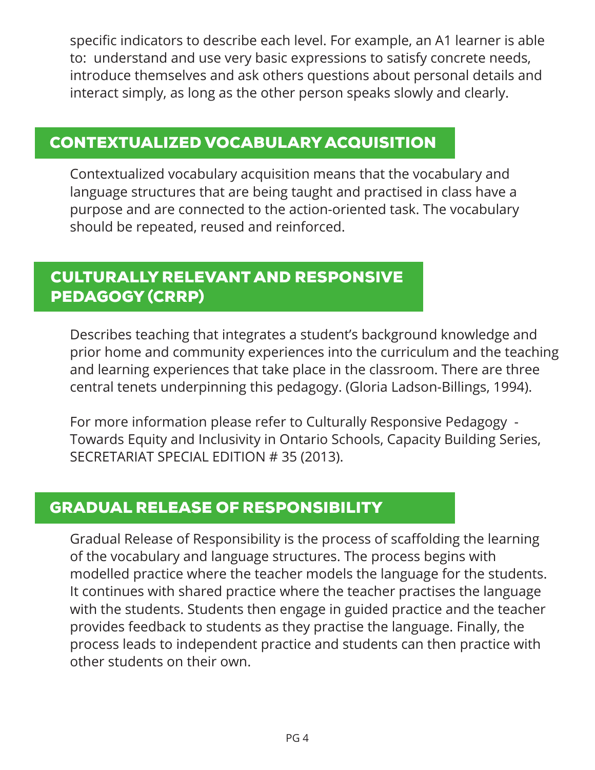specific indicators to describe each level. For example, an A1 learner is able to: understand and use very basic expressions to satisfy concrete needs, introduce themselves and ask others questions about personal details and interact simply, as long as the other person speaks slowly and clearly.

## CONTEXTUALIZED VOCABULARY ACQUISITION

Contextualized vocabulary acquisition means that the vocabulary and language structures that are being taught and practised in class have a purpose and are connected to the action-oriented task. The vocabulary should be repeated, reused and reinforced.

## CULTURALLY RELEVANT AND RESPONSIVE PEDAGOGY (CRRP)

Describes teaching that integrates a student's background knowledge and prior home and community experiences into the curriculum and the teaching and learning experiences that take place in the classroom. There are three central tenets underpinning this pedagogy. (Gloria Ladson-Billings, 1994).

For more information please refer to Culturally Responsive Pedagogy - Towards Equity and Inclusivity in Ontario Schools, Capacity Building Series, SECRETARIAT SPECIAL EDITION # 35 (2013).

## GRADUAL RELEASE OF RESPONSIBILITY

Gradual Release of Responsibility is the process of scaffolding the learning of the vocabulary and language structures. The process begins with modelled practice where the teacher models the language for the students. It continues with shared practice where the teacher practises the language with the students. Students then engage in guided practice and the teacher provides feedback to students as they practise the language. Finally, the process leads to independent practice and students can then practice with other students on their own.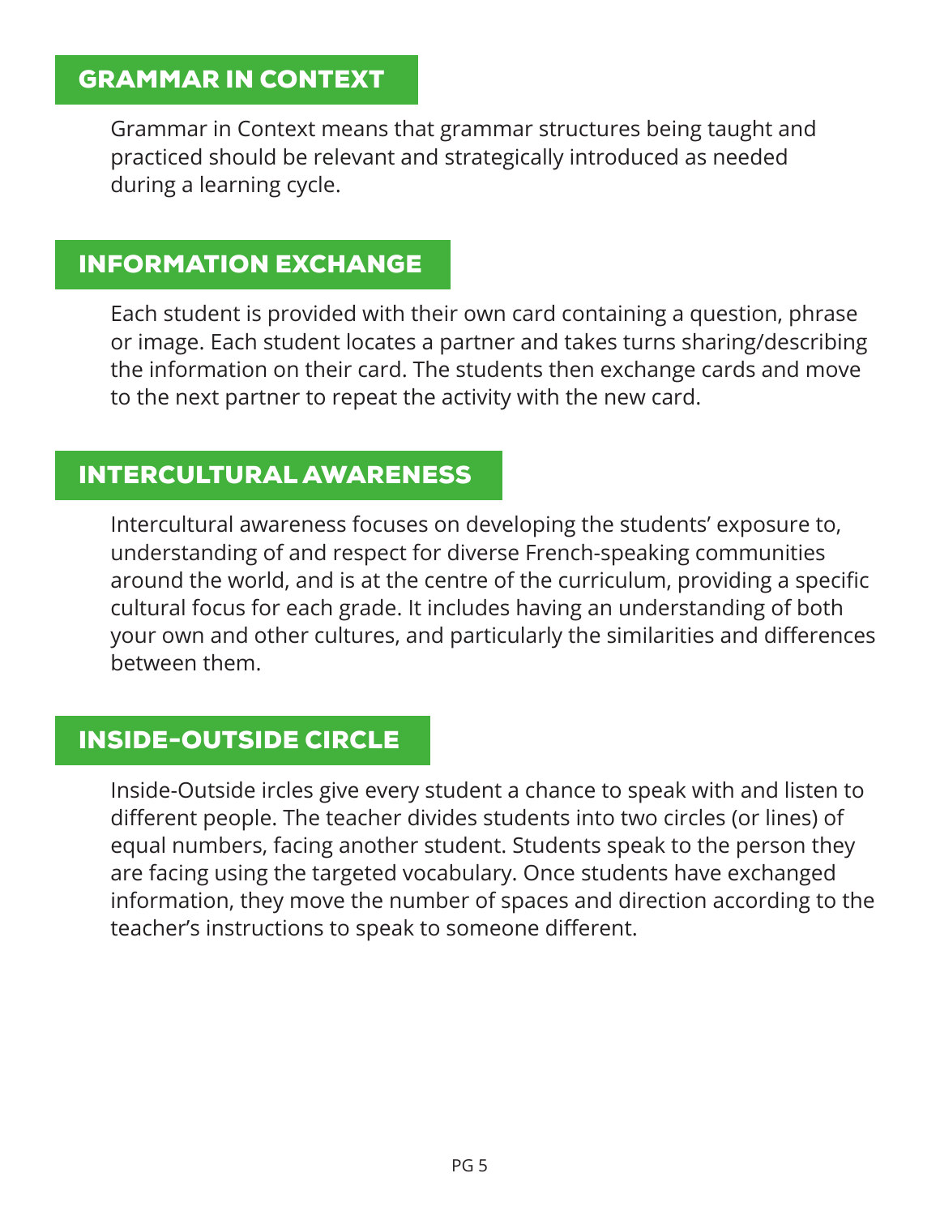## GRAMMAR IN CONTEXT

Grammar in Context means that grammar structures being taught and practiced should be relevant and strategically introduced as needed during a learning cycle.

## INFORMATION EXCHANGE

Each student is provided with their own card containing a question, phrase or image. Each student locates a partner and takes turns sharing/describing the information on their card. The students then exchange cards and move to the next partner to repeat the activity with the new card.

## INTERCULTURAL AWARENESS

Intercultural awareness focuses on developing the students' exposure to, understanding of and respect for diverse French-speaking communities around the world, and is at the centre of the curriculum, providing a specific cultural focus for each grade. It includes having an understanding of both your own and other cultures, and particularly the similarities and differences between them.

## INSIDE-OUTSIDE CIRCLE

Inside-Outside ircles give every student a chance to speak with and listen to different people. The teacher divides students into two circles (or lines) of equal numbers, facing another student. Students speak to the person they are facing using the targeted vocabulary. Once students have exchanged information, they move the number of spaces and direction according to the teacher's instructions to speak to someone different.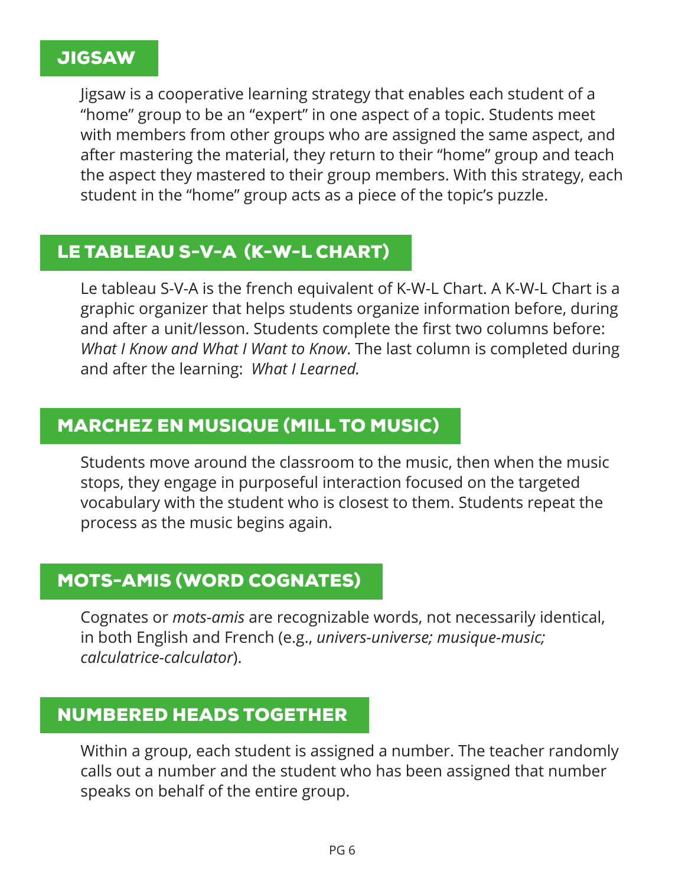## JIGSAW

Jigsaw is a cooperative learning strategy that enables each student of a "home" group to be an "expert" in one aspect of a topic. Students meet with members from other groups who are assigned the same aspect, and after mastering the material, they return to their "home" group and teach the aspect they mastered to their group members. With this strategy, each student in the "home" group acts as a piece of the topic's puzzle.

## LE TABLEAU S-V-A (K-W-L CHART)

Le tableau S-V-A is the french equivalent of K-W-L Chart. A K-W-L Chart is a graphic organizer that helps students organize information before, during and after a unit/lesson. Students complete the first two columns before: *What I Know and What I Want to Know*. The last column is completed during and after the learning: *What I Learned.*

## MARCHEZ EN MUSIQUE (MILL TO MUSIC)

Students move around the classroom to the music, then when the music stops, they engage in purposeful interaction focused on the targeted vocabulary with the student who is closest to them. Students repeat the process as the music begins again.

## MOTS-AMIS (WORD COGNATES)

Cognates or *mots-amis* are recognizable words, not necessarily identical, in both English and French (e.g., *univers-universe; musique-music; calculatrice-calculator*).

## NUMBERED HEADS TOGETHER

Within a group, each student is assigned a number. The teacher randomly calls out a number and the student who has been assigned that number speaks on behalf of the entire group.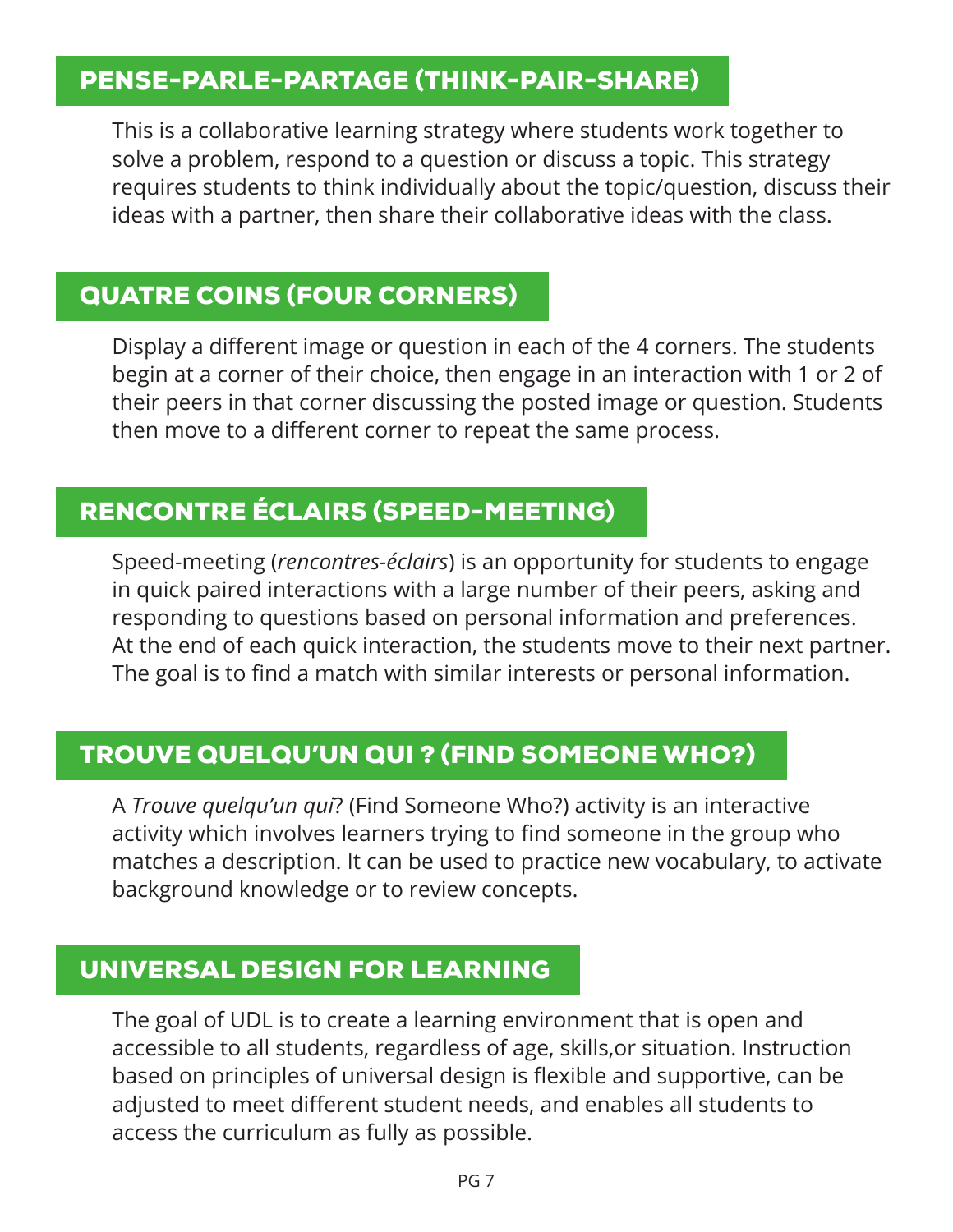## PENSE-PARLE-PARTAGE (THINK-PAIR-SHARE)

This is a collaborative learning strategy where students work together to solve a problem, respond to a question or discuss a topic. This strategy requires students to think individually about the topic/question, discuss their ideas with a partner, then share their collaborative ideas with the class.

## QUATRE COINS (FOUR CORNERS)

Display a different image or question in each of the 4 corners. The students begin at a corner of their choice, then engage in an interaction with 1 or 2 of their peers in that corner discussing the posted image or question. Students then move to a different corner to repeat the same process.

## RENCONTRE ÉCLAIRS (SPEED-MEETING)

Speed-meeting (*rencontres-éclairs*) is an opportunity for students to engage in quick paired interactions with a large number of their peers, asking and responding to questions based on personal information and preferences. At the end of each quick interaction, the students move to their next partner. The goal is to find a match with similar interests or personal information.

## TROUVE QUELQU'UN QUI ? (FIND SOMEONE WHO?)

A *Trouve quelqu'un qui*? (Find Someone Who?) activity is an interactive activity which involves learners trying to find someone in the group who matches a description. It can be used to practice new vocabulary, to activate background knowledge or to review concepts.

## UNIVERSAL DESIGN FOR LEARNING

The goal of UDL is to create a learning environment that is open and accessible to all students, regardless of age, skills,or situation. Instruction based on principles of universal design is flexible and supportive, can be adjusted to meet different student needs, and enables all students to access the curriculum as fully as possible.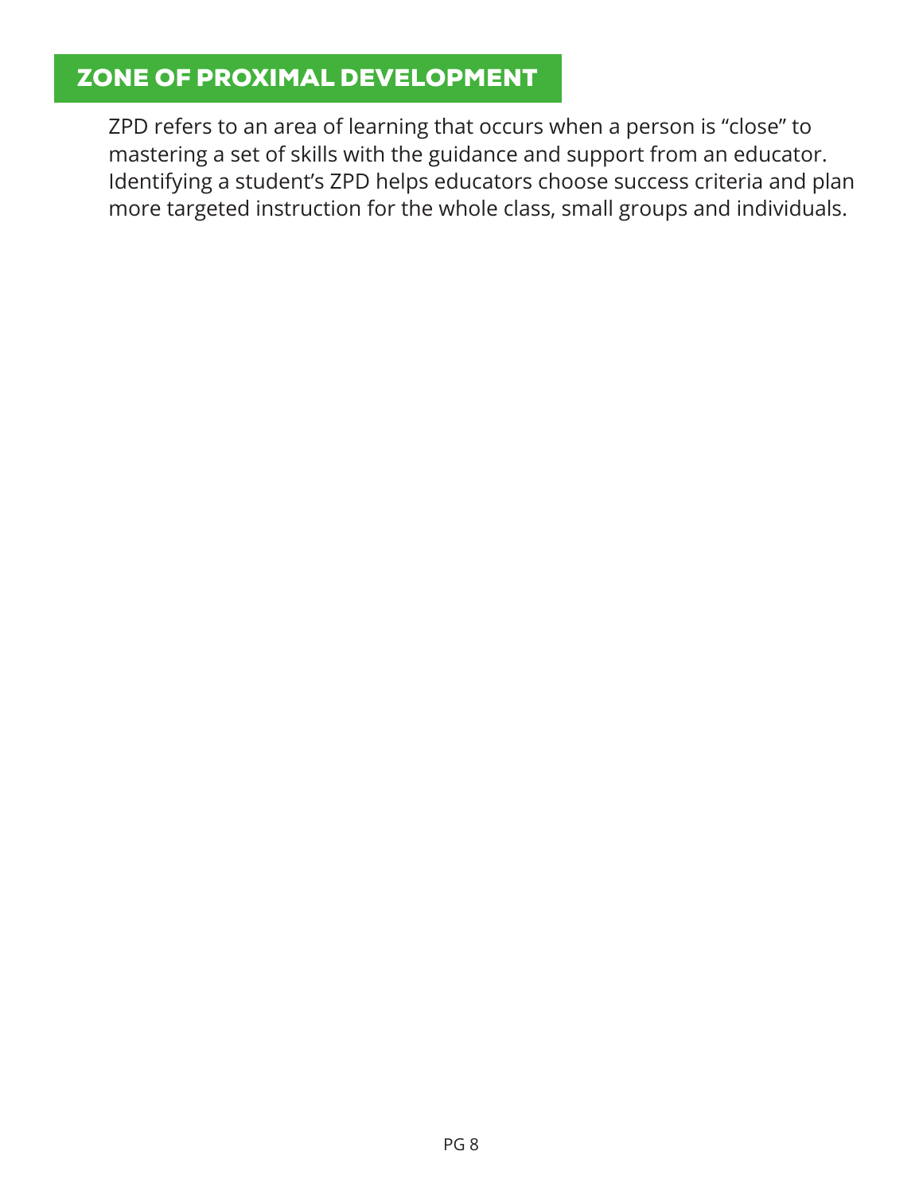## ZONE OF PROXIMAL DEVELOPMENT

ZPD refers to an area of learning that occurs when a person is "close" to mastering a set of skills with the guidance and support from an educator. Identifying a student's ZPD helps educators choose success criteria and plan more targeted instruction for the whole class, small groups and individuals.